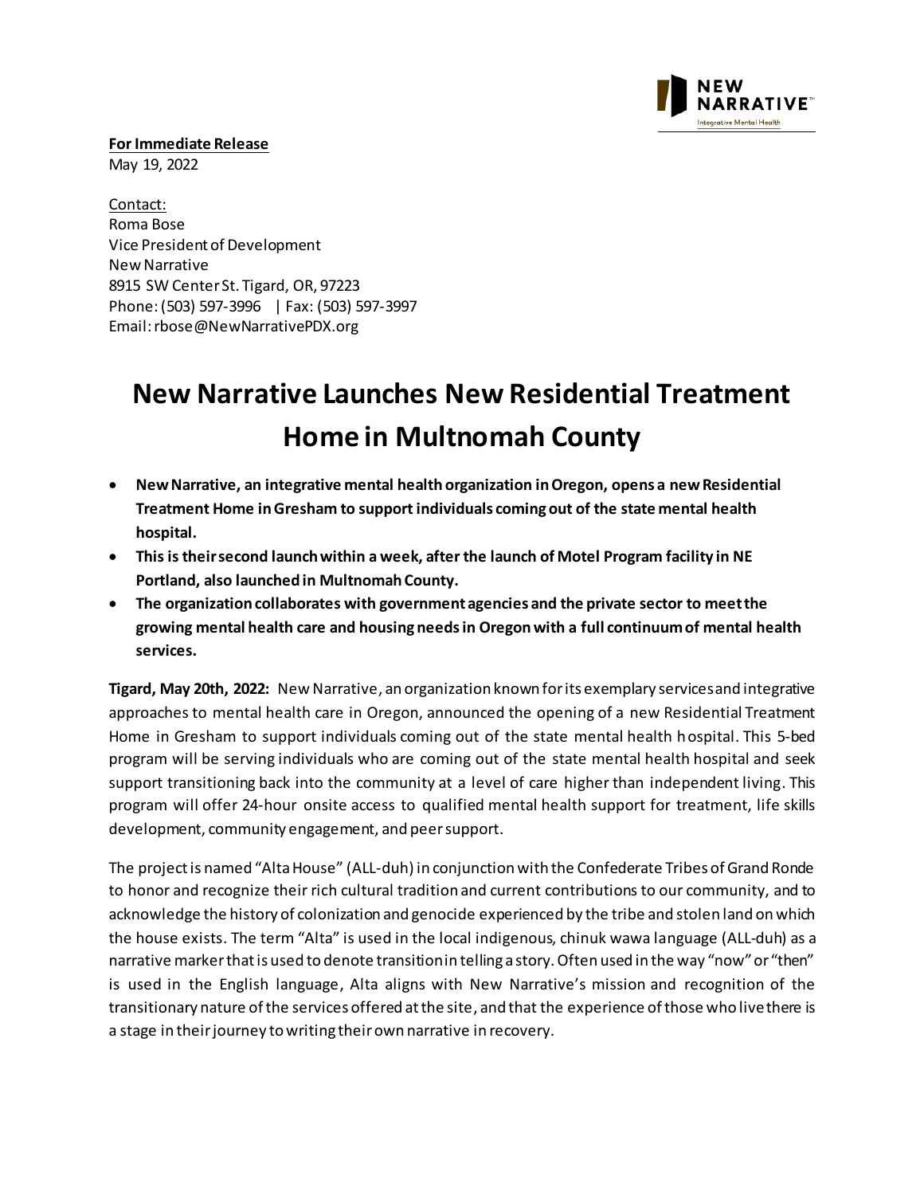**For Immediate Release**
May 19, 2022

Contact:
Roma Bose
Vice President of Development
New Narrative
8915 SW Center St. Tigard, OR, 97223
Phone: (503) 597-3996 | Fax: (503) 597-3997
Email: rbose@NewNarrativePDX.org

# New Narrative Launches New Residential Treatment Home in Multnomah County

- **New Narrative, an integrative mental health organization in Oregon, opens a new Residential Treatment Home in Gresham to support individuals coming out of the state mental health hospital.**
- **This is their second launch within a week, after the launch of Motel Program facility in NE Portland, also launched in Multnomah County.**
- **The organization collaborates with government agencies and the private sector to meet the growing mental health care and housing needs in Oregon with a full continuum of mental health services.**

**Tigard, May 20th, 2022:** New Narrative, an organization known for its exemplary services and integrative approaches to mental health care in Oregon, announced the opening of a new Residential Treatment Home in Gresham to support individuals coming out of the state mental health hospital. This 5-bed program will be serving individuals who are coming out of the state mental health hospital and seek support transitioning back into the community at a level of care higher than independent living. This program will offer 24-hour onsite access to qualified mental health support for treatment, life skills development, community engagement, and peer support.

The project is named "Alta House" (ALL-duh) in conjunction with the Confederate Tribes of Grand Ronde to honor and recognize their rich cultural tradition and current contributions to our community, and to acknowledge the history of colonization and genocide experienced by the tribe and stolen land on which the house exists. The term "Alta" is used in the local indigenous, chinuk wawa language (ALL-duh) as a narrative marker that is used to denote transition in telling a story. Often used in the way "now" or "then" is used in the English language, Alta aligns with New Narrative's mission and recognition of the transitionary nature of the services offered at the site, and that the experience of those who live there is a stage in their journey to writing their own narrative in recovery.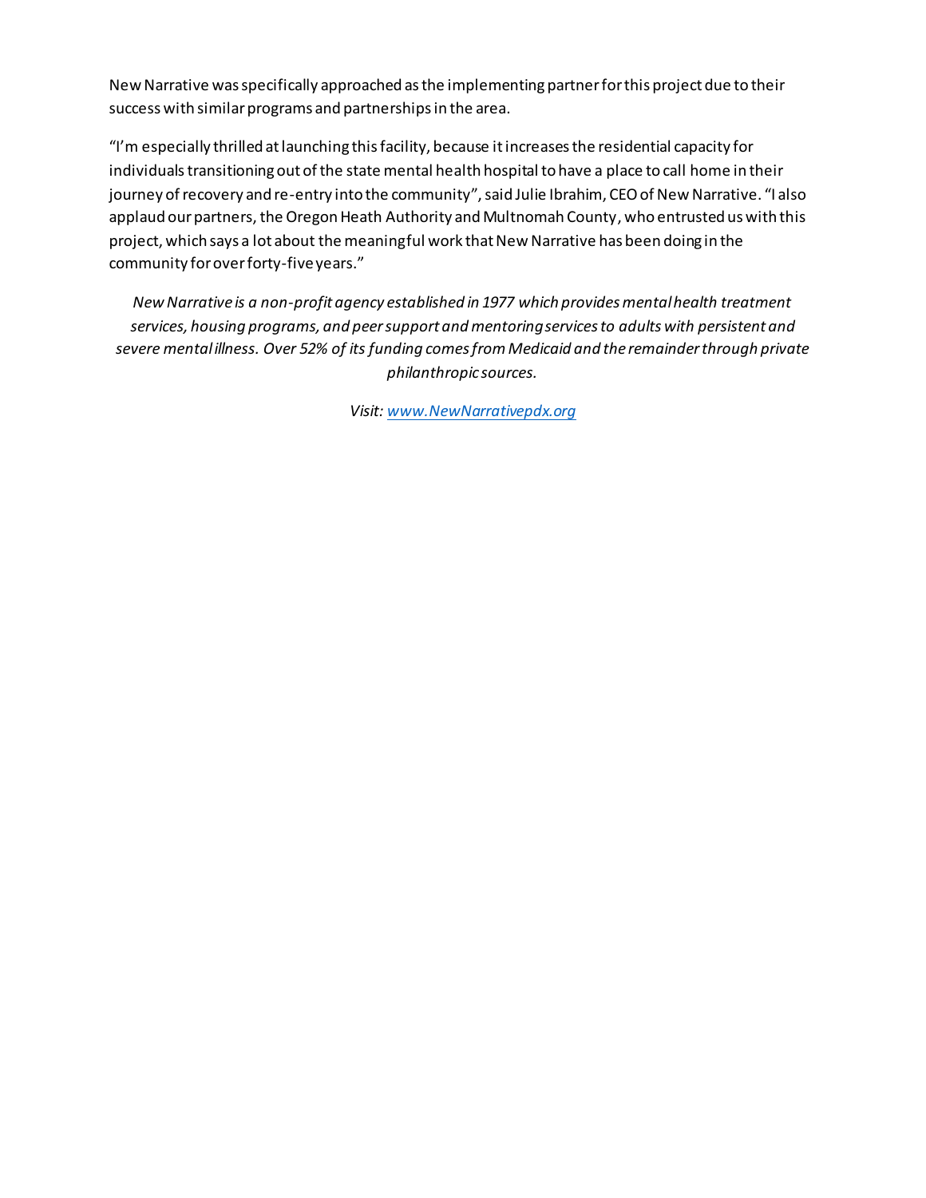New Narrative was specifically approached as the implementing partner for this project due to their success with similar programs and partnerships in the area.

"I'm especially thrilled at launching this facility, because it increases the residential capacity for individuals transitioning out of the state mental health hospital to have a place to call home in their journey of recovery and re-entry into the community", said Julie Ibrahim, CEO of New Narrative. "I also applaud our partners, the Oregon Heath Authority and Multnomah County, who entrusted us with this project, which says a lot about the meaningful work that New Narrative has been doing in the community for over forty-five years."

*New Narrative is a non-profit agency established in 1977 which provides mental health treatment services, housing programs, and peer support and mentoring services to adults with persistent and severe mental illness. Over 52% of its funding comes from Medicaid and the remainder through private philanthropic sources.*

*Visit: [www.NewNarrativepdx.org](http://www.NewNarrativepdx.org)*